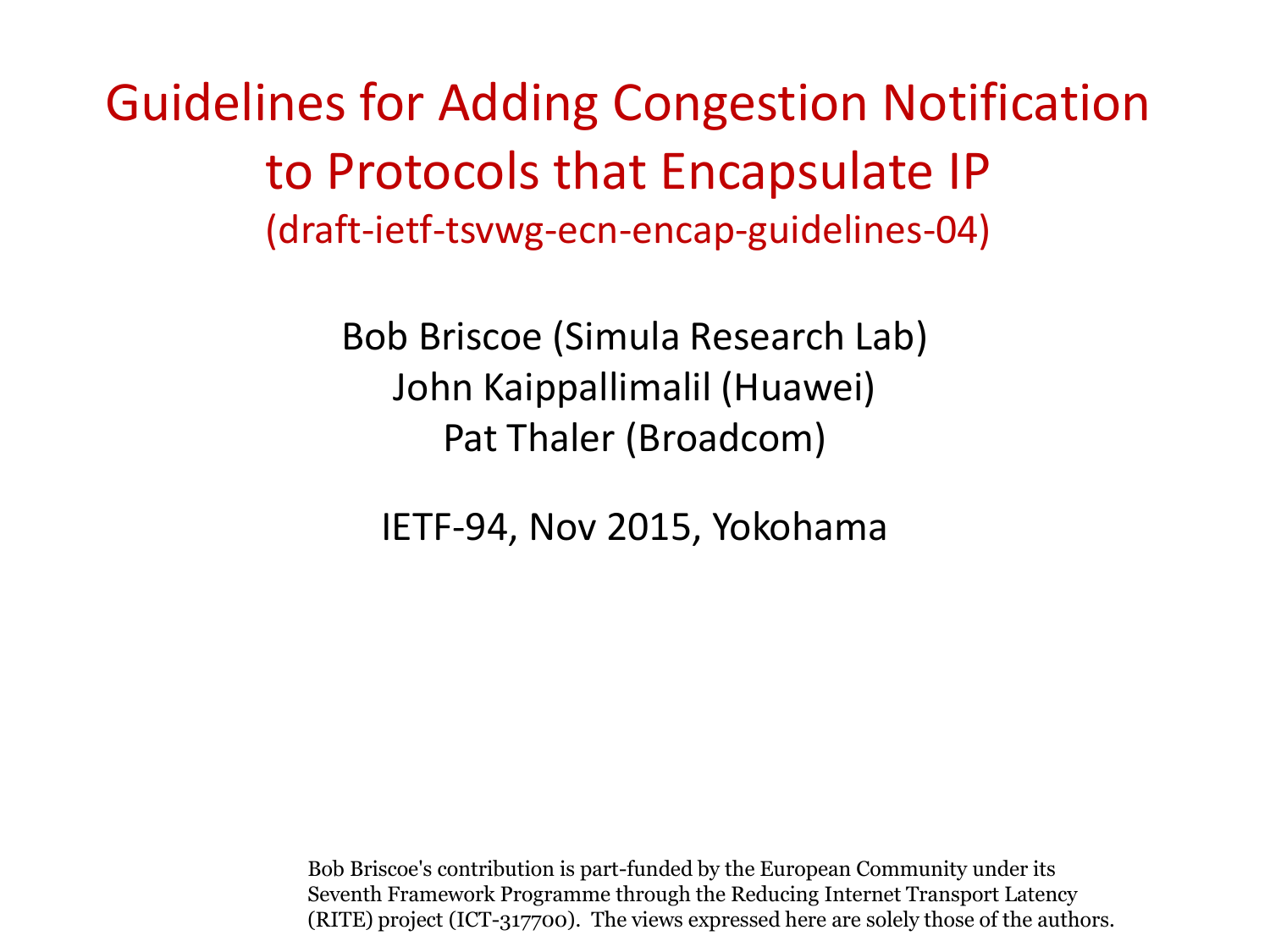# Guidelines for Adding Congestion Notification to Protocols that Encapsulate IP

(draft-ietf-tsvwg-ecn-encap-guidelines-04)

Bob Briscoe (Simula Research Lab)
John Kaippallimalil (Huawei)
Pat Thaler (Broadcom)

IETF-94, Nov 2015, Yokohama

Bob Briscoe's contribution is part-funded by the European Community under its Seventh Framework Programme through the Reducing Internet Transport Latency (RITE) project (ICT-317700). The views expressed here are solely those of the authors.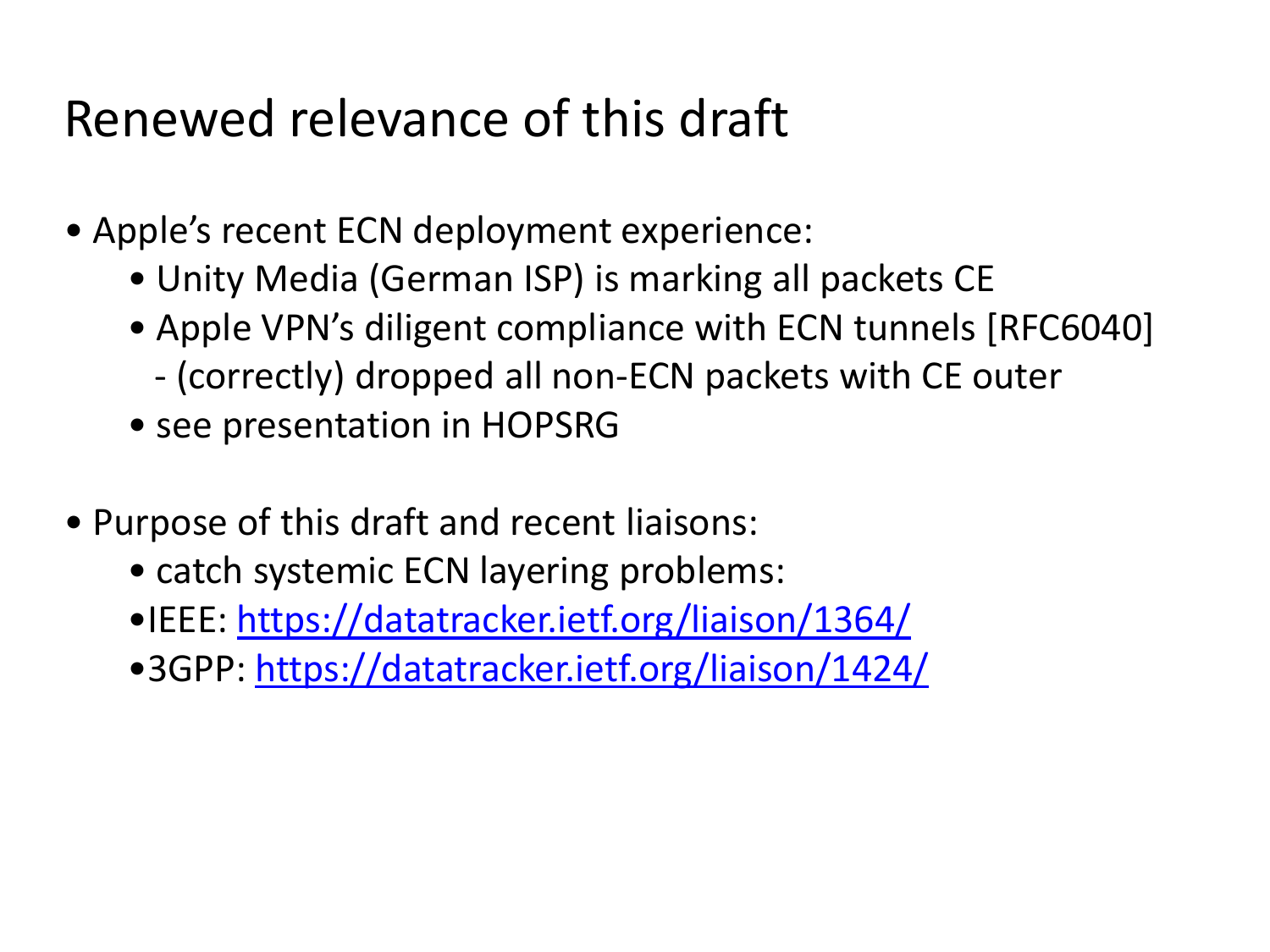# Renewed relevance of this draft

- Apple's recent ECN deployment experience:
  - Unity Media (German ISP) is marking all packets CE
  - Apple VPN's diligent compliance with ECN tunnels [RFC6040]
    - (correctly) dropped all non-ECN packets with CE outer
  - see presentation in HOPSRG

- Purpose of this draft and recent liaisons:
  - catch systemic ECN layering problems:
  - IEEE: [https://datatracker.ietf.org/liaison/1364/](https://datatracker.ietf.org/liaison/1364/)
  - 3GPP: [https://datatracker.ietf.org/liaison/1424/](https://datatracker.ietf.org/liaison/1424/)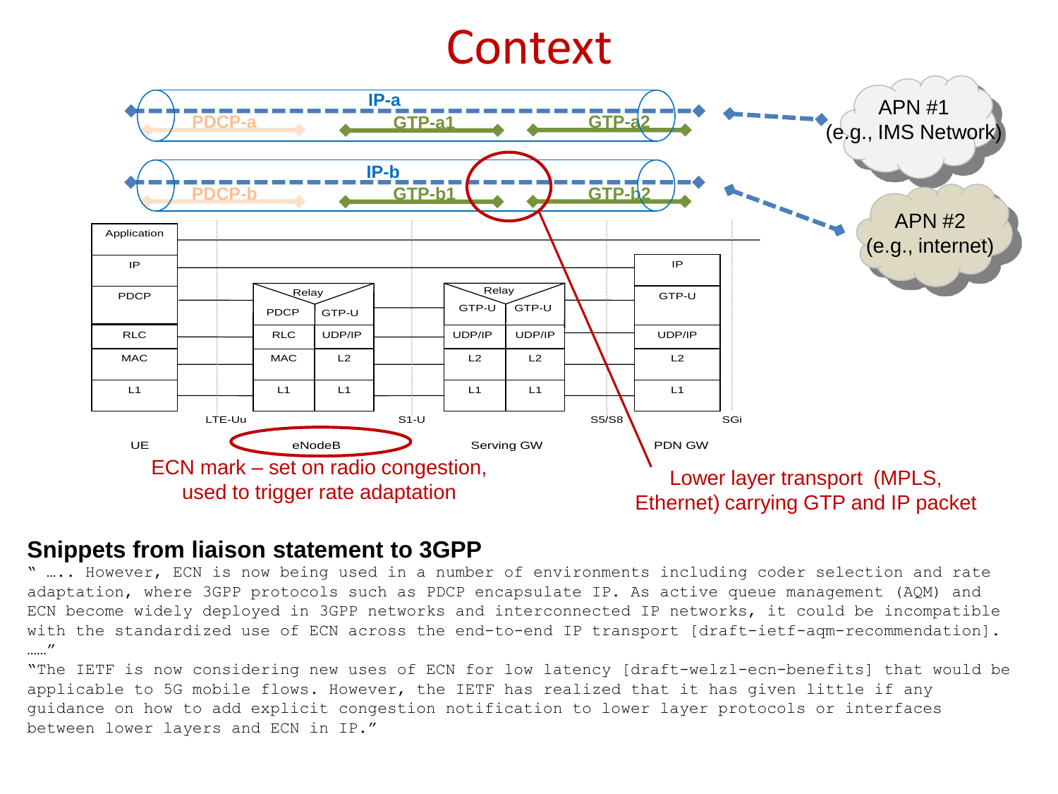# Context

IP-a

PDCP-a GTP-a1 GTP-a2

IP-b

PDCP-b GTP-b1 GTP-b2

APN #1 (e.g., IMS Network)

APN #2 (e.g., internet)

| UE | eNodeB | | Serving GW | | PDN GW |
|---|---|---|---|---|---|
| Application | | | | | |
| IP | | | | | IP |
| PDCP | Relay: PDCP | Relay: GTP-U | Relay: GTP-U | Relay: GTP-U | GTP-U |
| RLC | RLC | UDP/IP | UDP/IP | UDP/IP | UDP/IP |
| MAC | MAC | L2 | L2 | L2 | L2 |
| L1 | L1 | L1 | L1 | L1 | L1 |

LTE-Uu S1-U S5/S8 SGi

ECN mark – set on radio congestion, used to trigger rate adaptation

Lower layer transport (MPLS, Ethernet) carrying GTP and IP packet

## Snippets from liaison statement to 3GPP

" ….. However, ECN is now being used in a number of environments including coder selection and rate adaptation, where 3GPP protocols such as PDCP encapsulate IP. As active queue management (AQM) and ECN become widely deployed in 3GPP networks and interconnected IP networks, it could be incompatible with the standardized use of ECN across the end-to-end IP transport [draft-ietf-aqm-recommendation]. ……"

"The IETF is now considering new uses of ECN for low latency [draft-welzl-ecn-benefits] that would be applicable to 5G mobile flows. However, the IETF has realized that it has given little if any guidance on how to add explicit congestion notification to lower layer protocols or interfaces between lower layers and ECN in IP."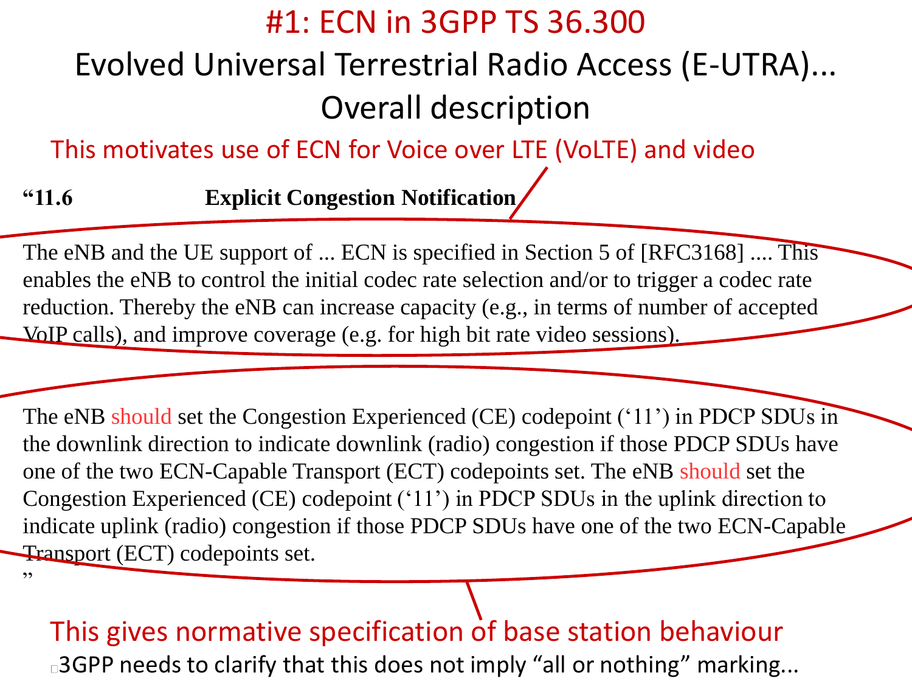# #1: ECN in 3GPP TS 36.300

## Evolved Universal Terrestrial Radio Access (E-UTRA)... Overall description

This motivates use of ECN for Voice over LTE (VoLTE) and video

"**11.6 Explicit Congestion Notification**

The eNB and the UE support of ... ECN is specified in Section 5 of [RFC3168] .... This enables the eNB to control the initial codec rate selection and/or to trigger a codec rate reduction. Thereby the eNB can increase capacity (e.g., in terms of number of accepted VoIP calls), and improve coverage (e.g. for high bit rate video sessions).

The eNB should set the Congestion Experienced (CE) codepoint ('11') in PDCP SDUs in the downlink direction to indicate downlink (radio) congestion if those PDCP SDUs have one of the two ECN-Capable Transport (ECT) codepoints set. The eNB should set the Congestion Experienced (CE) codepoint ('11') in PDCP SDUs in the uplink direction to indicate uplink (radio) congestion if those PDCP SDUs have one of the two ECN-Capable Transport (ECT) codepoints set.
"

This gives normative specification of base station behaviour

- 3GPP needs to clarify that this does not imply "all or nothing" marking...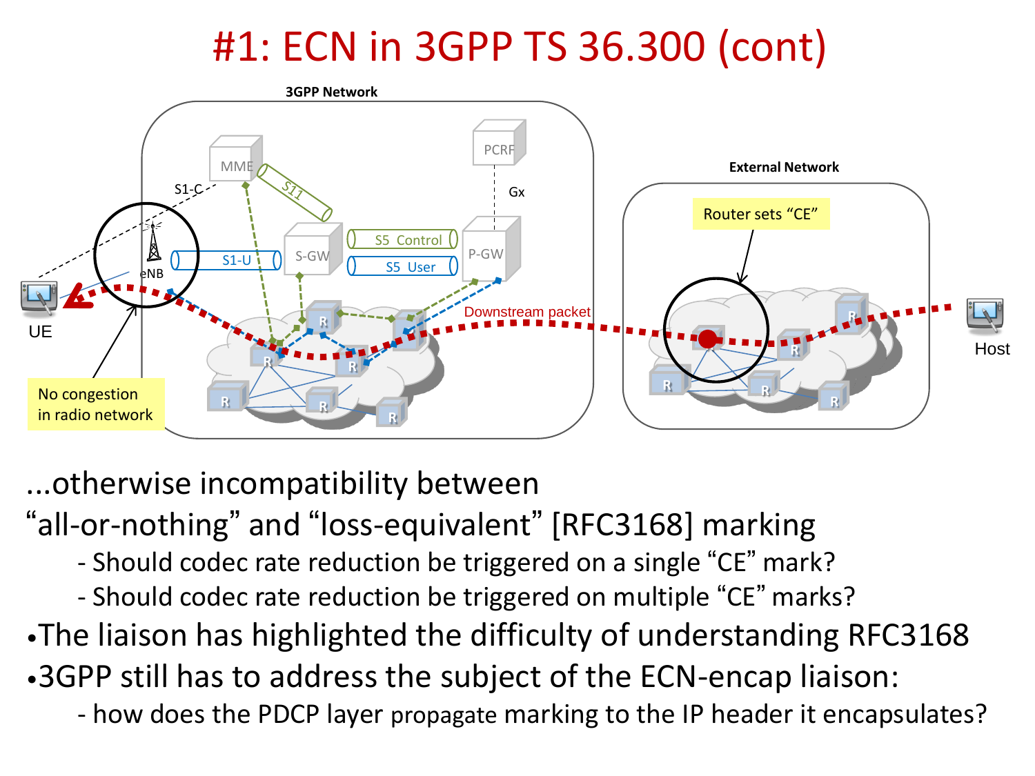# #1: ECN in 3GPP TS 36.300 (cont)

...otherwise incompatibility between "all-or-nothing" and "loss-equivalent" [RFC3168] marking

- Should codec rate reduction be triggered on a single "CE" mark?
- Should codec rate reduction be triggered on multiple "CE" marks?

- The liaison has highlighted the difficulty of understanding RFC3168
- 3GPP still has to address the subject of the ECN-encap liaison:
  - how does the PDCP layer propagate marking to the IP header it encapsulates?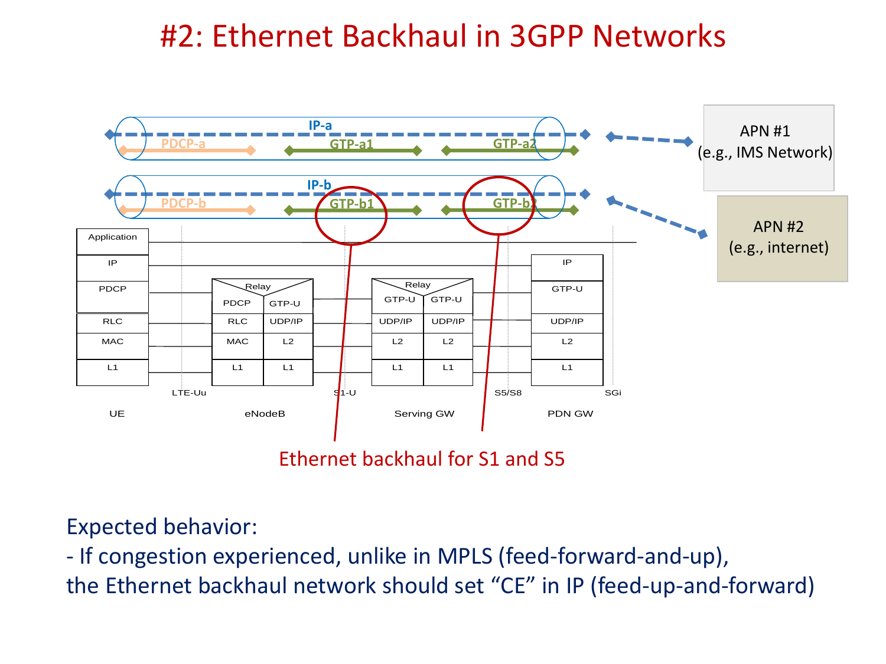# #2: Ethernet Backhaul in 3GPP Networks

IP-a

PDCP-a GTP-a1 GTP-a2

IP-b

PDCP-b GTP-b1 GTP-b2

APN #1
(e.g., IMS Network)

APN #2
(e.g., internet)

| UE | eNodeB | | Serving GW | | PDN GW |
|---|---|---|---|---|---|
| Application | | | | | |
| IP | | | | | IP |
| PDCP | Relay: PDCP | GTP-U | Relay: GTP-U | GTP-U | GTP-U |
| RLC | RLC | UDP/IP | UDP/IP | UDP/IP | UDP/IP |
| MAC | MAC | L2 | L2 | L2 | L2 |
| L1 | L1 | L1 | L1 | L1 | L1 |

Interfaces: LTE-Uu, S1-U, S5/S8, SGi

Ethernet backhaul for S1 and S5

Expected behavior:

- If congestion experienced, unlike in MPLS (feed-forward-and-up), the Ethernet backhaul network should set "CE" in IP (feed-up-and-forward)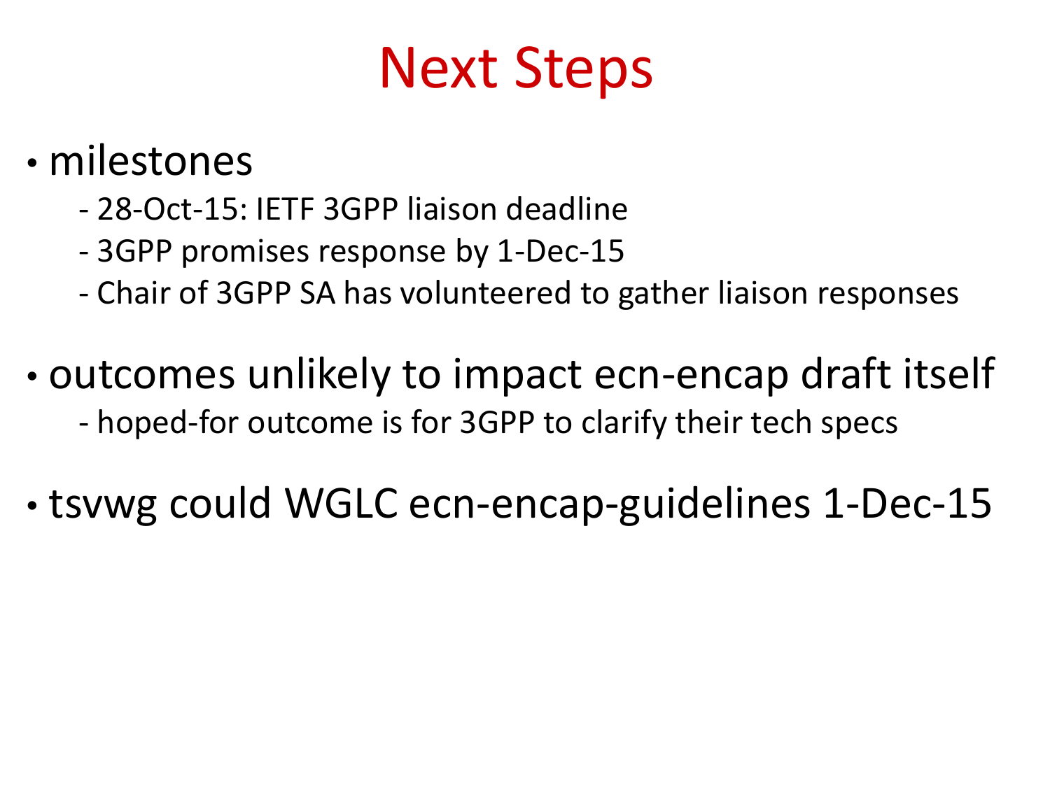# Next Steps

- milestones
  - 28-Oct-15: IETF 3GPP liaison deadline
  - 3GPP promises response by 1-Dec-15
  - Chair of 3GPP SA has volunteered to gather liaison responses
- outcomes unlikely to impact ecn-encap draft itself
  - hoped-for outcome is for 3GPP to clarify their tech specs
- tsvwg could WGLC ecn-encap-guidelines 1-Dec-15